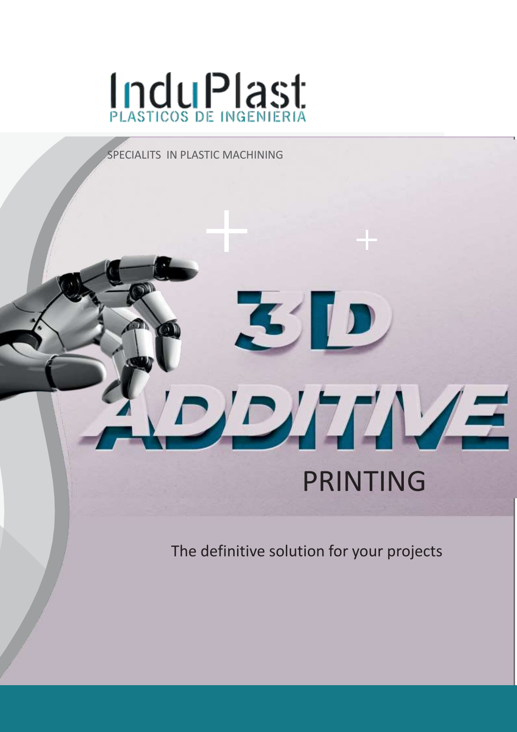# InduPlast

PLASTICOS DE INGENIERIA

SPECIALITS IN PLASTIC MACHINING

# 3D ADDITIVE PRINTING

The definitive solution for your projects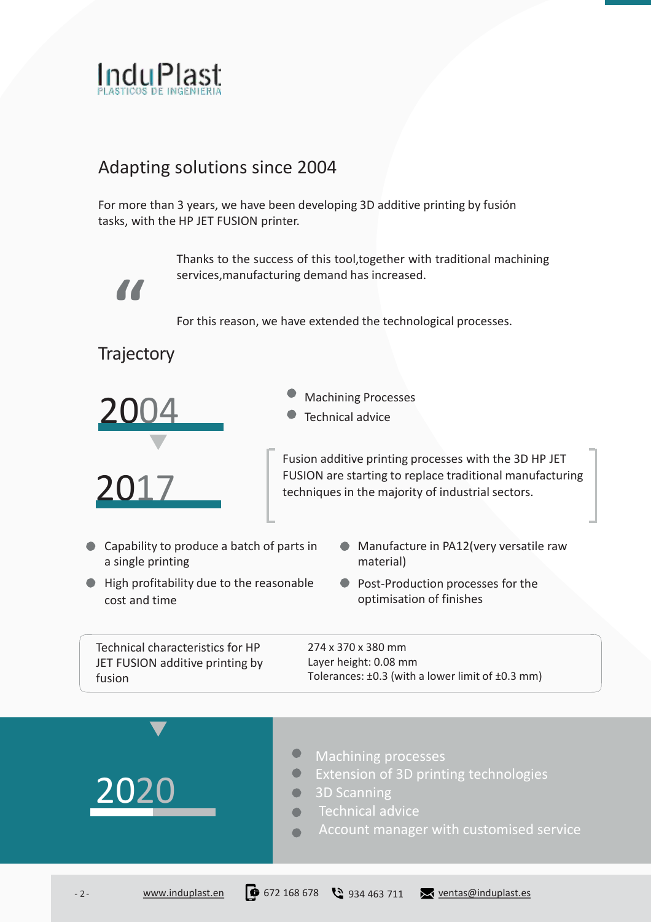InduPlast
PLASTICOS DE INGENIERIA

## Adapting solutions since 2004

For more than 3 years, we have been developing 3D additive printing by fusión tasks, with the HP JET FUSION printer.

> Thanks to the success of this tool,together with traditional machining services,manufacturing demand has increased.
>
> For this reason, we have extended the technological processes.

## Trajectory

### 2004

- Machining Processes
- Technical advice

### 2017

Fusion additive printing processes with the 3D HP JET FUSION are starting to replace traditional manufacturing techniques in the majority of industrial sectors.

- Capability to produce a batch of parts in a single printing
- High profitability due to the reasonable cost and time
- Manufacture in PA12(very versatile raw material)
- Post-Production processes for the optimisation of finishes

| Technical characteristics for HP JET FUSION additive printing by fusion | 274 x 370 x 380 mm<br>Layer height: 0.08 mm<br>Tolerances: ±0.3 (with a lower limit of ±0.3 mm) |
|---|---|

### 2020

- Machining processes
- Extension of 3D printing technologies
- 3D Scanning
- Technical advice
- Account manager with customised service

www.induplast.en 672 168 678 934 463 711 ventas@induplast.es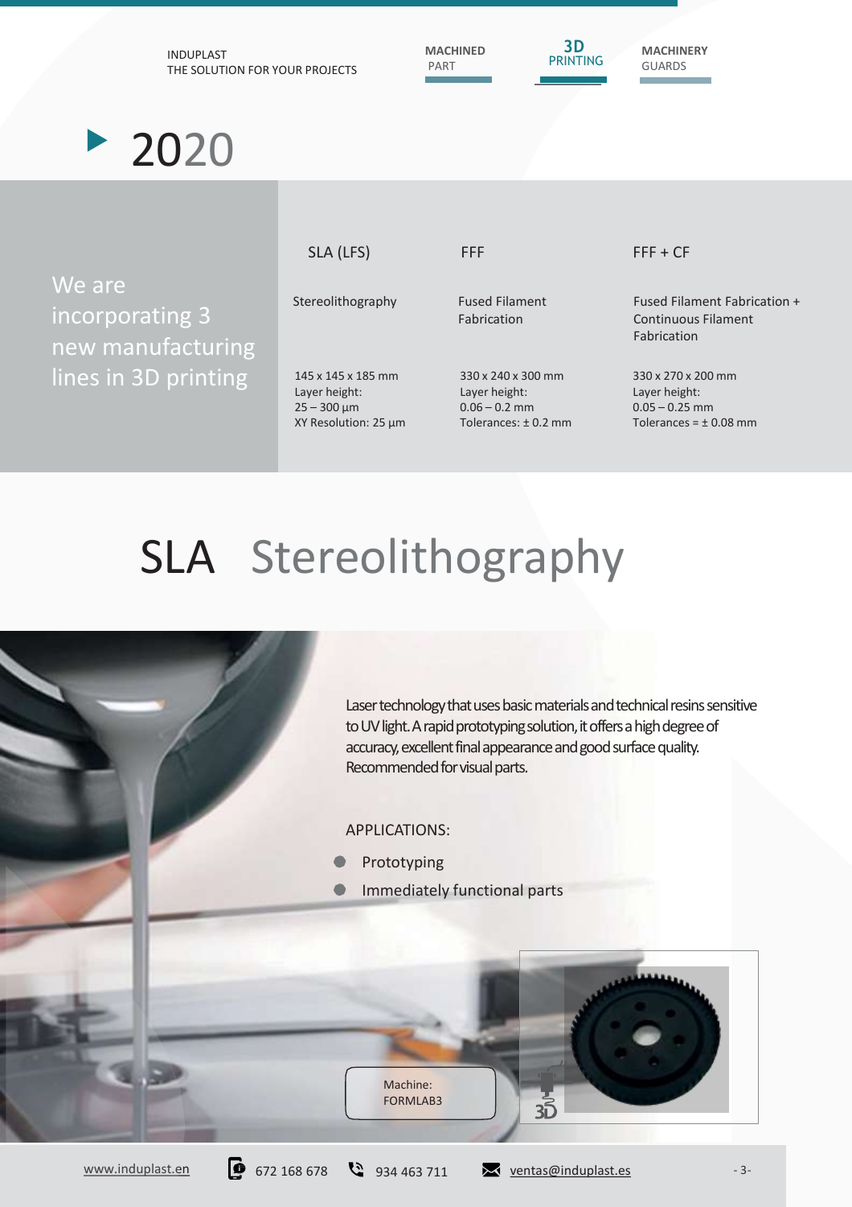# 2020

We are incorporating 3 new manufacturing lines in 3D printing

| SLA (LFS) | FFF | FFF + CF |
|---|---|---|
| Stereolithography | Fused Filament Fabrication | Fused Filament Fabrication + Continuous Filament Fabrication |
| 145 x 145 x 185 mm<br>Layer height:<br>25 – 300 µm<br>XY Resolution: 25 µm | 330 x 240 x 300 mm<br>Layer height:<br>0.06 – 0.2 mm<br>Tolerances: ± 0.2 mm | 330 x 270 x 200 mm<br>Layer height:<br>0.05 – 0.25 mm<br>Tolerances = ± 0.08 mm |

# SLA Stereolithography

Laser technology that uses basic materials and technical resins sensitive to UV light. A rapid prototyping solution, it offers a high degree of accuracy, excellent final appearance and good surface quality. Recommended for visual parts.

APPLICATIONS:

- Prototyping
- Immediately functional parts

Machine: FORMLAB3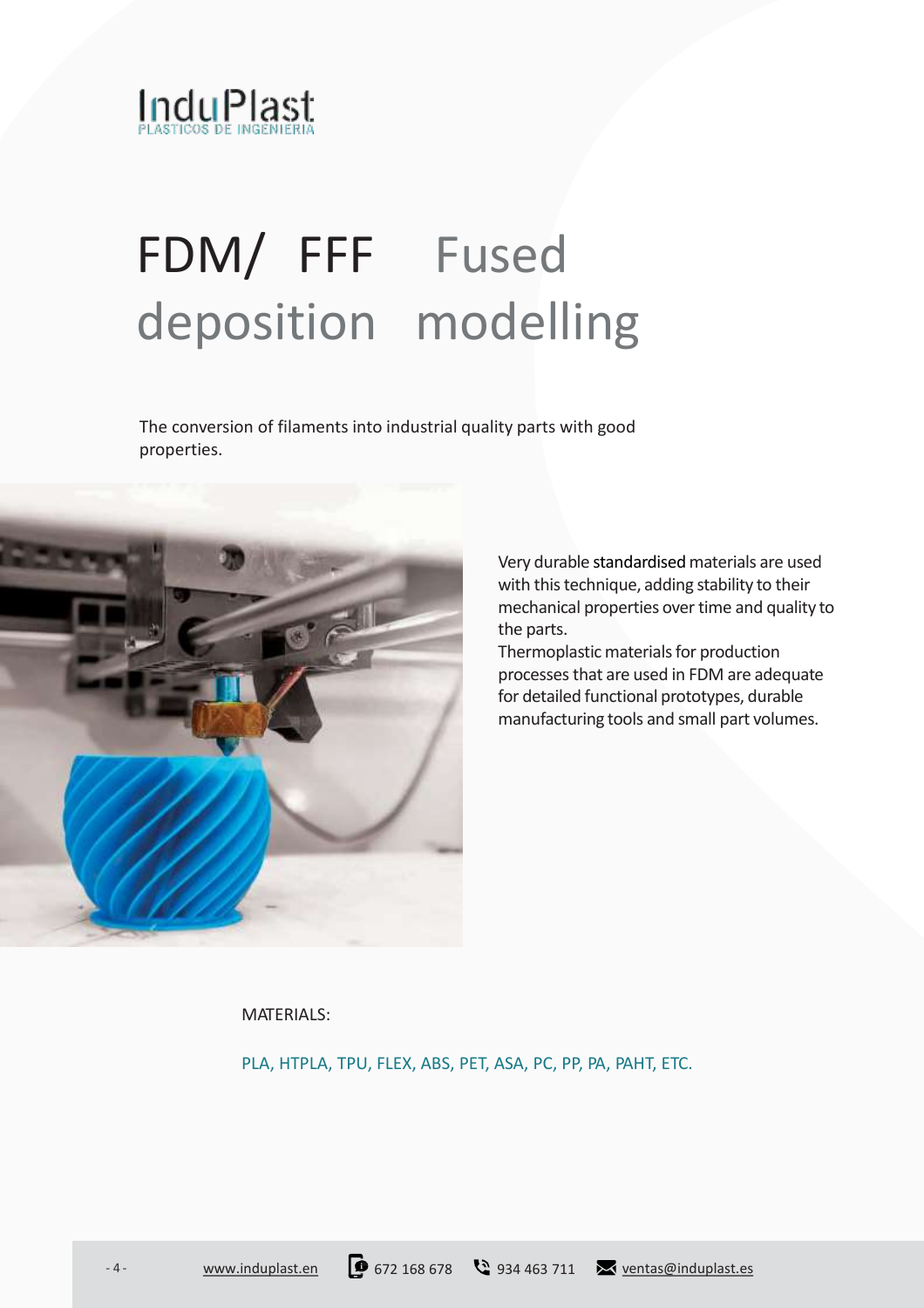# FDM/ FFF Fused deposition modelling

The conversion of filaments into industrial quality parts with good properties.

Very durable standardised materials are used with this technique, adding stability to their mechanical properties over time and quality to the parts.

Thermoplastic materials for production processes that are used in FDM are adequate for detailed functional prototypes, durable manufacturing tools and small part volumes.

MATERIALS:

PLA, HTPLA, TPU, FLEX, ABS, PET, ASA, PC, PP, PA, PAHT, ETC.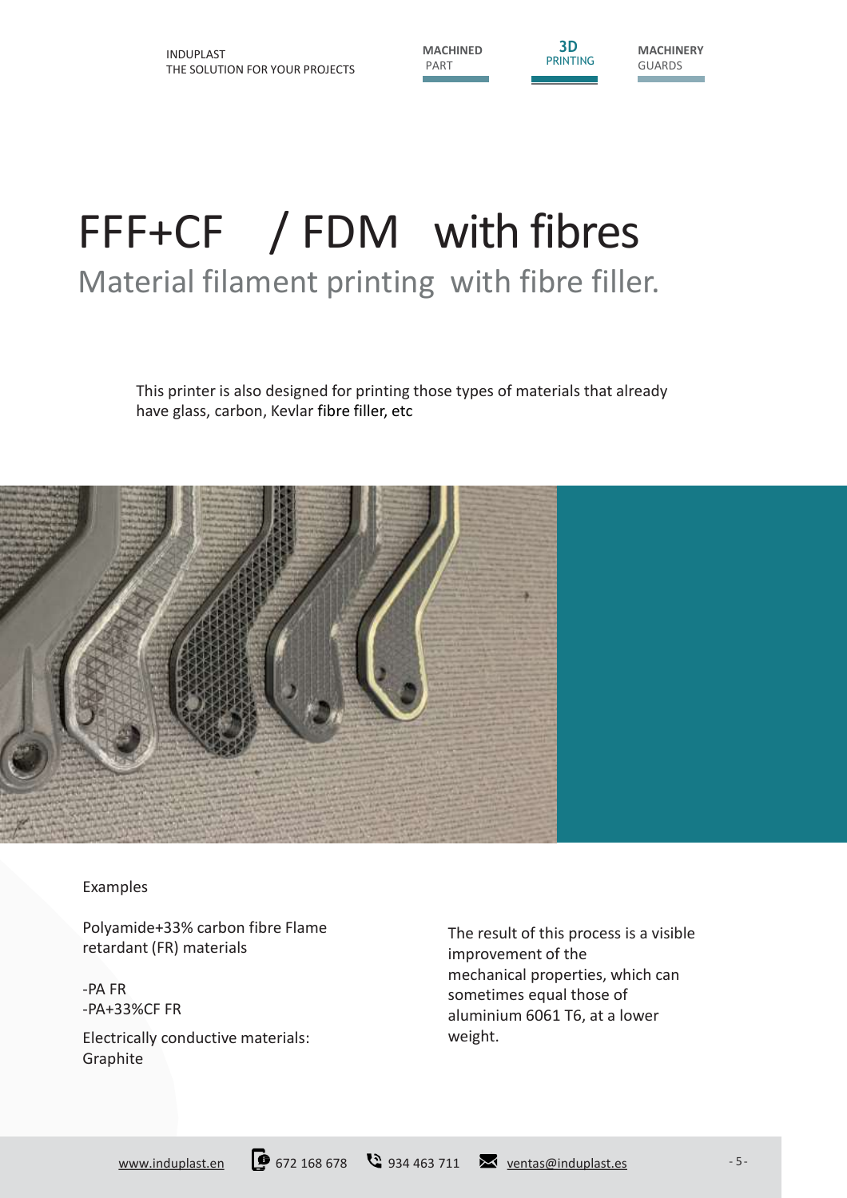# FFF+CF / FDM with fibres

## Material filament printing with fibre filler.

This printer is also designed for printing those types of materials that already have glass, carbon, Kevlar fibre filler, etc

Examples

Polyamide+33% carbon fibre Flame retardant (FR) materials

-PA FR
-PA+33%CF FR

Electrically conductive materials: Graphite

The result of this process is a visible improvement of the mechanical properties, which can sometimes equal those of aluminium 6061 T6, at a lower weight.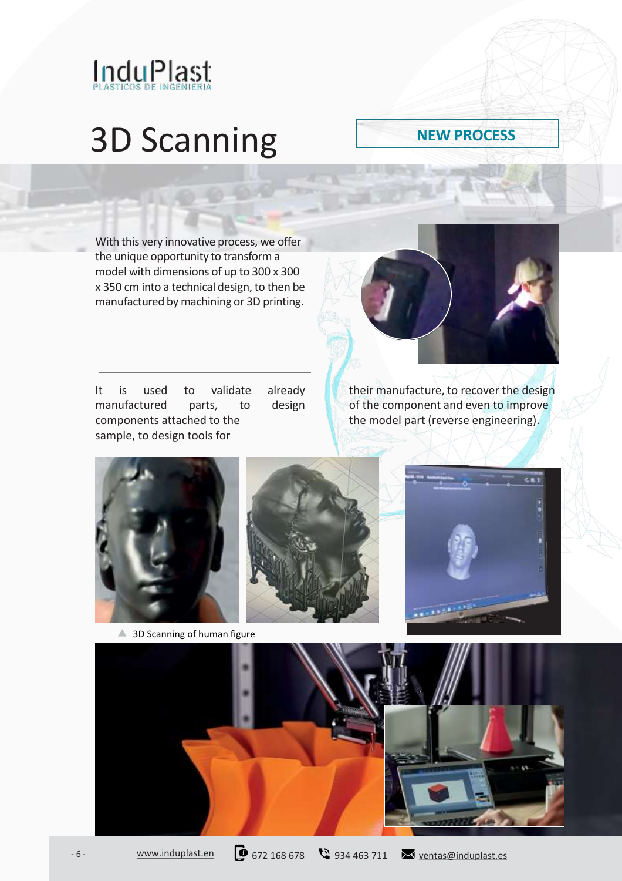# 3D Scanning

**NEW PROCESS**

With this very innovative process, we offer the unique opportunity to transform a model with dimensions of up to 300 x 300 x 350 cm into a technical design, to then be manufactured by machining or 3D printing.

It is used to validate already manufactured parts, to design components attached to the sample, to design tools for their manufacture, to recover the design of the component and even to improve the model part (reverse engineering).

3D Scanning of human figure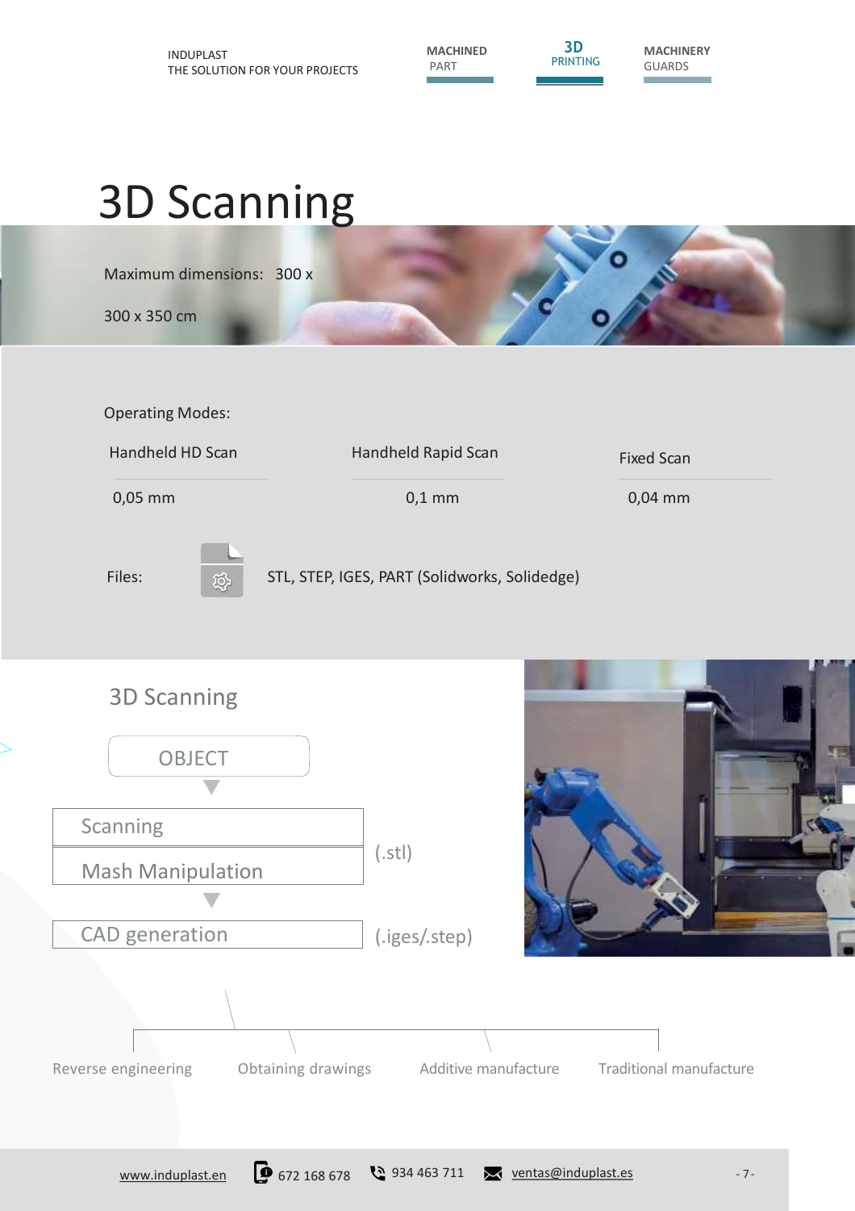# 3D Scanning

Maximum dimensions: 300 x 300 x 350 cm

Operating Modes:

| Handheld HD Scan | Handheld Rapid Scan | Fixed Scan |
|---|---|---|
| 0,05 mm | 0,1 mm | 0,04 mm |

Files: STL, STEP, IGES, PART (Solidworks, Solidedge)

## 3D Scanning

OBJECT

▼

Scanning

Mash Manipulation

(.stl)

▼

CAD generation

(.iges/.step)

Reverse engineering · Obtaining drawings · Additive manufacture · Traditional manufacture

www.induplast.en · 672 168 678 · 934 463 711 · ventas@induplast.es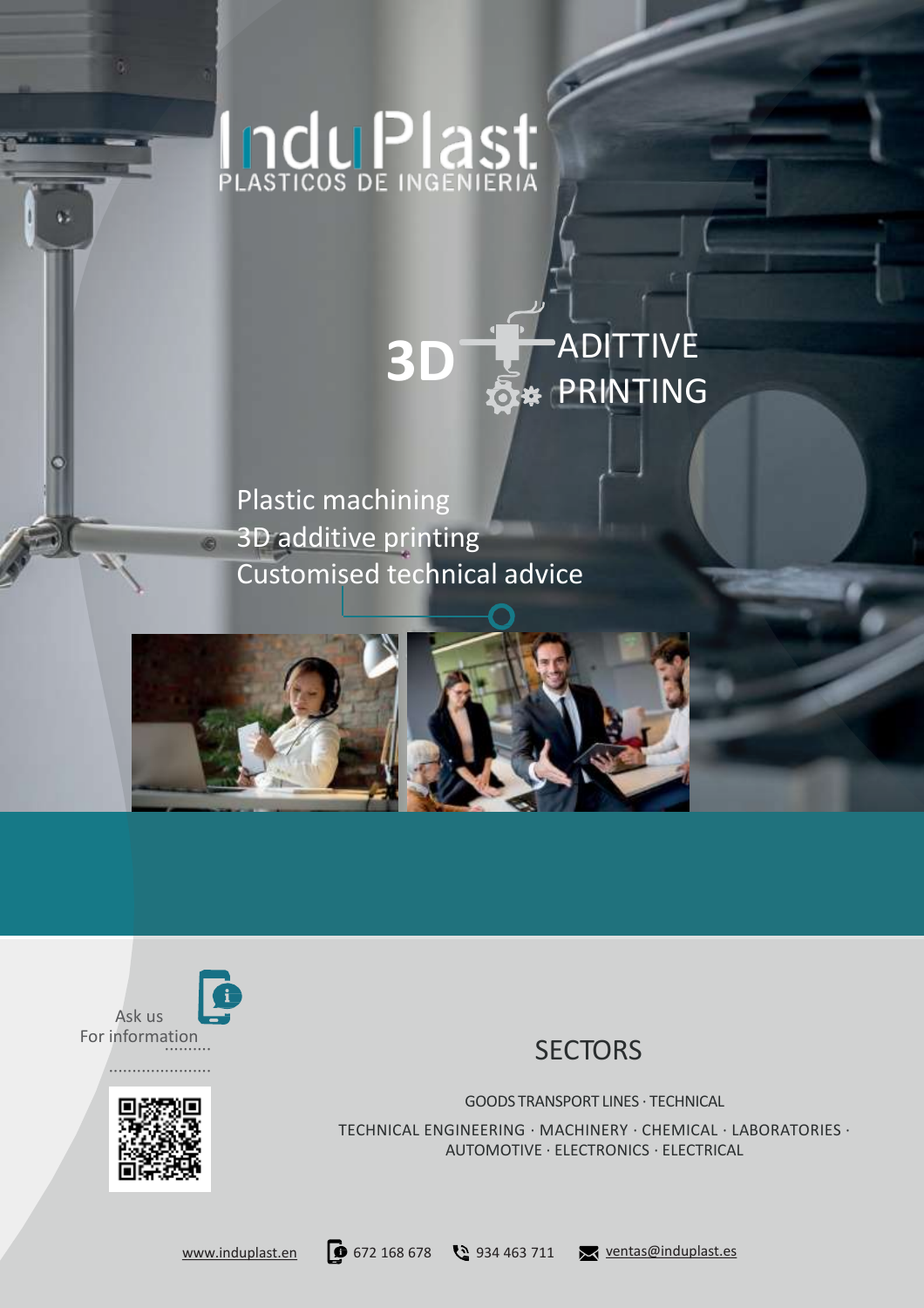# InduPlast

PLASTICOS DE INGENIERIA

3D ADITTIVE PRINTING

Plastic machining
3D additive printing
Customised technical advice

Ask us
For information

## SECTORS

GOODS TRANSPORT LINES · TECHNICAL

TECHNICAL ENGINEERING · MACHINERY · CHEMICAL · LABORATORIES · AUTOMOTIVE · ELECTRONICS · ELECTRICAL

www.induplast.en 672 168 678 934 463 711 ventas@induplast.es